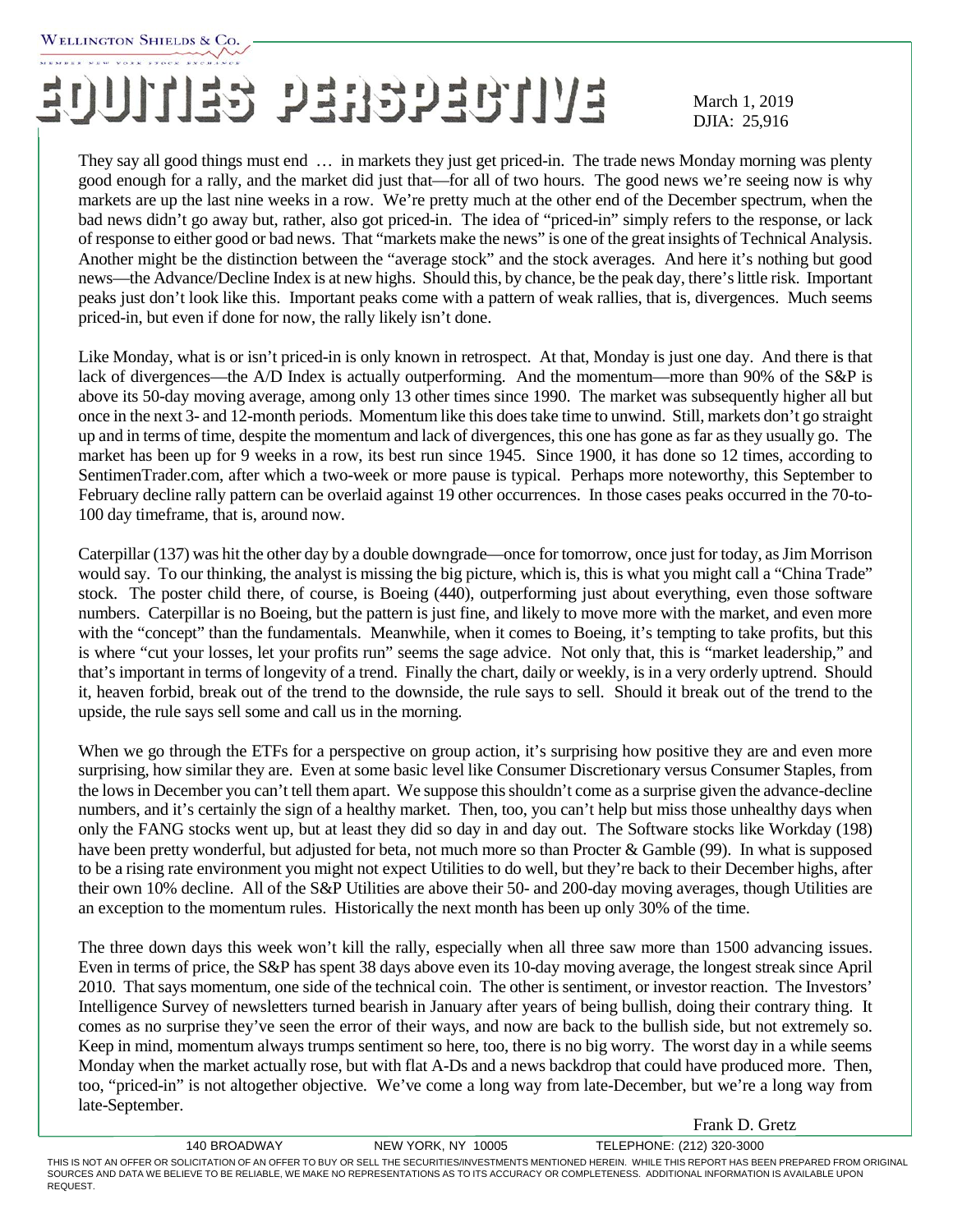WELLINGTON SHIELDS & Co.

MEMBER NEW YORK STOCK EXCHANGE

# EQUITIES PERSPECTIVE

March 1, 2019
DJIA: 25,916

They say all good things must end … in markets they just get priced-in. The trade news Monday morning was plenty good enough for a rally, and the market did just that—for all of two hours. The good news we're seeing now is why markets are up the last nine weeks in a row. We're pretty much at the other end of the December spectrum, when the bad news didn't go away but, rather, also got priced-in. The idea of "priced-in" simply refers to the response, or lack of response to either good or bad news. That "markets make the news" is one of the great insights of Technical Analysis. Another might be the distinction between the "average stock" and the stock averages. And here it's nothing but good news—the Advance/Decline Index is at new highs. Should this, by chance, be the peak day, there's little risk. Important peaks just don't look like this. Important peaks come with a pattern of weak rallies, that is, divergences. Much seems priced-in, but even if done for now, the rally likely isn't done.

Like Monday, what is or isn't priced-in is only known in retrospect. At that, Monday is just one day. And there is that lack of divergences—the A/D Index is actually outperforming. And the momentum—more than 90% of the S&P is above its 50-day moving average, among only 13 other times since 1990. The market was subsequently higher all but once in the next 3- and 12-month periods. Momentum like this does take time to unwind. Still, markets don't go straight up and in terms of time, despite the momentum and lack of divergences, this one has gone as far as they usually go. The market has been up for 9 weeks in a row, its best run since 1945. Since 1900, it has done so 12 times, according to SentimenTrader.com, after which a two-week or more pause is typical. Perhaps more noteworthy, this September to February decline rally pattern can be overlaid against 19 other occurrences. In those cases peaks occurred in the 70-to-100 day timeframe, that is, around now.

Caterpillar (137) was hit the other day by a double downgrade—once for tomorrow, once just for today, as Jim Morrison would say. To our thinking, the analyst is missing the big picture, which is, this is what you might call a "China Trade" stock. The poster child there, of course, is Boeing (440), outperforming just about everything, even those software numbers. Caterpillar is no Boeing, but the pattern is just fine, and likely to move more with the market, and even more with the "concept" than the fundamentals. Meanwhile, when it comes to Boeing, it's tempting to take profits, but this is where "cut your losses, let your profits run" seems the sage advice. Not only that, this is "market leadership," and that's important in terms of longevity of a trend. Finally the chart, daily or weekly, is in a very orderly uptrend. Should it, heaven forbid, break out of the trend to the downside, the rule says to sell. Should it break out of the trend to the upside, the rule says sell some and call us in the morning.

When we go through the ETFs for a perspective on group action, it's surprising how positive they are and even more surprising, how similar they are. Even at some basic level like Consumer Discretionary versus Consumer Staples, from the lows in December you can't tell them apart. We suppose this shouldn't come as a surprise given the advance-decline numbers, and it's certainly the sign of a healthy market. Then, too, you can't help but miss those unhealthy days when only the FANG stocks went up, but at least they did so day in and day out. The Software stocks like Workday (198) have been pretty wonderful, but adjusted for beta, not much more so than Procter & Gamble (99). In what is supposed to be a rising rate environment you might not expect Utilities to do well, but they're back to their December highs, after their own 10% decline. All of the S&P Utilities are above their 50- and 200-day moving averages, though Utilities are an exception to the momentum rules. Historically the next month has been up only 30% of the time.

The three down days this week won't kill the rally, especially when all three saw more than 1500 advancing issues. Even in terms of price, the S&P has spent 38 days above even its 10-day moving average, the longest streak since April 2010. That says momentum, one side of the technical coin. The other is sentiment, or investor reaction. The Investors' Intelligence Survey of newsletters turned bearish in January after years of being bullish, doing their contrary thing. It comes as no surprise they've seen the error of their ways, and now are back to the bullish side, but not extremely so. Keep in mind, momentum always trumps sentiment so here, too, there is no big worry. The worst day in a while seems Monday when the market actually rose, but with flat A-Ds and a news backdrop that could have produced more. Then, too, "priced-in" is not altogether objective. We've come a long way from late-December, but we're a long way from late-September.

Frank D. Gretz

140 BROADWAY NEW YORK, NY 10005 TELEPHONE: (212) 320-3000

THIS IS NOT AN OFFER OR SOLICITATION OF AN OFFER TO BUY OR SELL THE SECURITIES/INVESTMENTS MENTIONED HEREIN. WHILE THIS REPORT HAS BEEN PREPARED FROM ORIGINAL SOURCES AND DATA WE BELIEVE TO BE RELIABLE, WE MAKE NO REPRESENTATIONS AS TO ITS ACCURACY OR COMPLETENESS. ADDITIONAL INFORMATION IS AVAILABLE UPON REQUEST.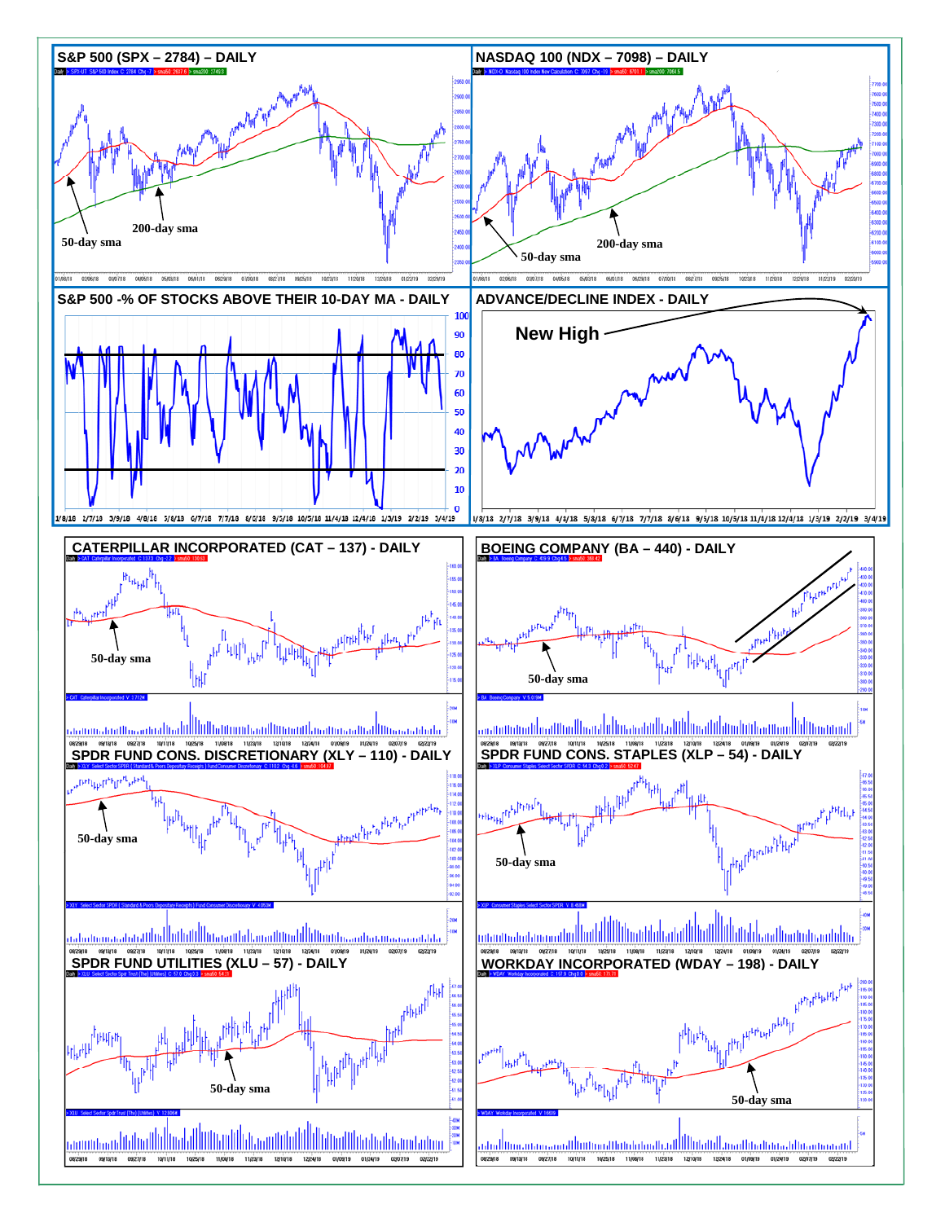## S&P 500 (SPX – 2784) – DAILY

50-day sma

200-day sma

## NASDAQ 100 (NDX – 7098) – DAILY

50-day sma

200-day sma

## S&P 500 -% OF STOCKS ABOVE THEIR 10-DAY MA - DAILY

100
90
80
70
60
50
40
30
20
10
0

1/8/18 2/7/18 3/9/18 4/9/18 5/8/18 6/7/18 7/7/18 8/6/18 9/5/18 10/5/18 11/4/18 12/4/18 1/3/19 2/2/19 3/4/19

## ADVANCE/DECLINE INDEX - DAILY

New High

1/8/18 2/7/18 3/9/18 4/8/18 5/8/18 6/7/18 7/7/18 8/6/18 9/5/18 10/5/18 11/4/18 12/4/18 1/3/19 2/2/19 3/4/19

## CATERPILLAR INCORPORATED (CAT – 137) - DAILY

50-day sma

## BOEING COMPANY (BA – 440) - DAILY

50-day sma

## SPDR FUND CONS. DISCRETIONARY (XLY – 110) - DAILY

50-day sma

## SPDR FUND CONS. STAPLES (XLP – 54) - DAILY

50-day sma

## SPDR FUND UTILITIES (XLU – 57) - DAILY

50-day sma

## WORKDAY INCORPORATED (WDAY – 198) - DAILY

50-day sma